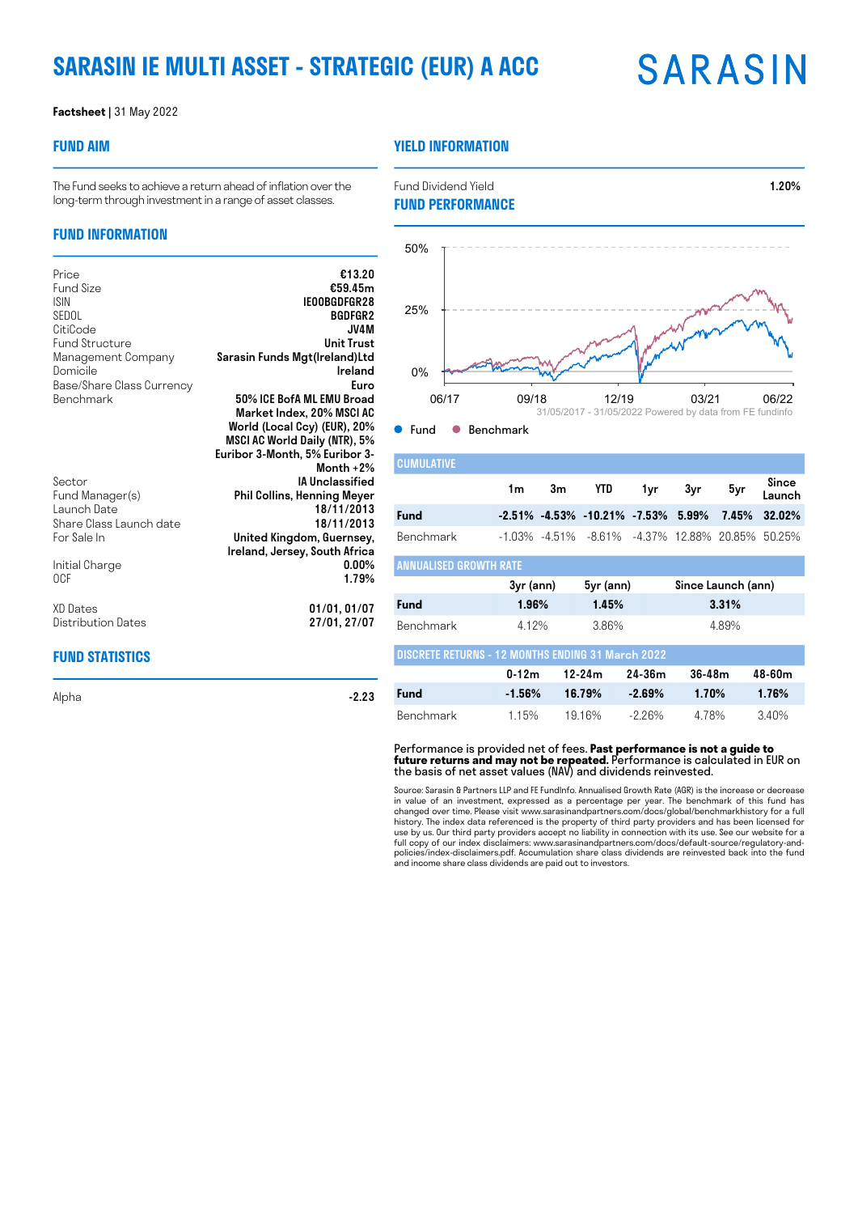# SARASIN IE MULTI ASSET - STRATEGIC (EUR) A ACC

**Factsheet** | 31 May 2022

## FUND AIM

The Fund seeks to achieve a return ahead of inflation over the long-term through investment in a range of asset classes.

## FUND INFORMATION

| | |
|---|---|
| Price | €13.20 |
| Fund Size | €59.45m |
| ISIN | IE00BGDFGR28 |
| SEDOL | BGDFGR2 |
| CitiCode | JV4M |
| Fund Structure | Unit Trust |
| Management Company | Sarasin Funds Mgt(Ireland)Ltd |
| Domicile | Ireland |
| Base/Share Class Currency | Euro |
| Benchmark | 50% ICE BofA ML EMU Broad Market Index, 20% MSCI AC World (Local Ccy) (EUR), 20% MSCI AC World Daily (NTR), 5% Euribor 3-Month, 5% Euribor 3-Month +2% |
| Sector | IA Unclassified |
| Fund Manager(s) | Phil Collins, Henning Meyer |
| Launch Date | 18/11/2013 |
| Share Class Launch date | 18/11/2013 |
| For Sale In | United Kingdom, Guernsey, Ireland, Jersey, South Africa |
| Initial Charge | 0.00% |
| OCF | 1.79% |
| XD Dates | 01/01, 01/07 |
| Distribution Dates | 27/01, 27/07 |

## FUND STATISTICS

| | |
|---|---|
| Alpha | -2.23 |

## YIELD INFORMATION

| | |
|---|---|
| Fund Dividend Yield | 1.20% |

## FUND PERFORMANCE

31/05/2017 - 31/05/2022 Powered by data from FE fundinfo

● Fund ● Benchmark

| CUMULATIVE | 1m | 3m | YTD | 1yr | 3yr | 5yr | Since Launch |
|---|---|---|---|---|---|---|---|
| **Fund** | **-2.51%** | **-4.53%** | **-10.21%** | **-7.53%** | **5.99%** | **7.45%** | **32.02%** |
| Benchmark | -1.03% | -4.51% | -8.61% | -4.37% | 12.88% | 20.85% | 50.25% |

| ANNUALISED GROWTH RATE | 3yr (ann) | 5yr (ann) | Since Launch (ann) |
|---|---|---|---|
| **Fund** | **1.96%** | **1.45%** | **3.31%** |
| Benchmark | 4.12% | 3.86% | 4.89% |

| DISCRETE RETURNS - 12 MONTHS ENDING 31 March 2022 | 0-12m | 12-24m | 24-36m | 36-48m | 48-60m |
|---|---|---|---|---|---|
| **Fund** | **-1.56%** | **16.79%** | **-2.69%** | **1.70%** | **1.76%** |
| Benchmark | 1.15% | 19.16% | -2.26% | 4.78% | 3.40% |

Performance is provided net of fees. **Past performance is not a guide to future returns and may not be repeated.** Performance is calculated in EUR on the basis of net asset values (NAV) and dividends reinvested.

Source: Sarasin & Partners LLP and FE FundInfo. Annualised Growth Rate (AGR) is the increase or decrease in value of an investment, expressed as a percentage per year. The benchmark of this fund has changed over time. Please visit www.sarasinandpartners.com/docs/global/benchmarkhistory for a full history. The index data referenced is the property of third party providers and has been licensed for use by us. Our third party providers accept no liability in connection with its use. See our website for a full copy of our index disclaimers: www.sarasinandpartners.com/docs/default-source/regulatory-and-policies/index-disclaimers.pdf. Accumulation share class dividends are reinvested back into the fund and income share class dividends are paid out to investors.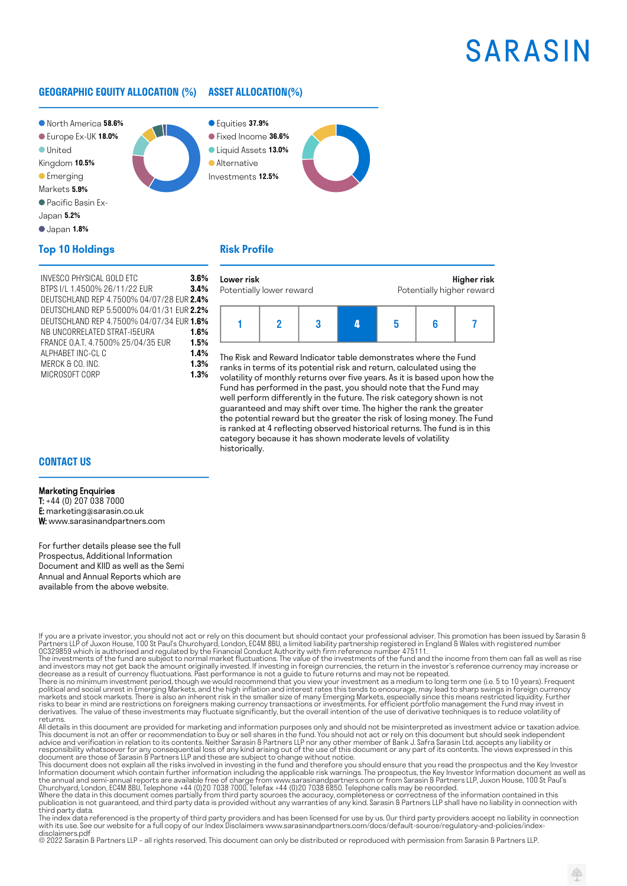SARASIN

## GEOGRAPHIC EQUITY ALLOCATION (%)

- North America **58.6%**
- Europe Ex-UK **18.0%**
- United Kingdom **10.5%**
- Emerging Markets **5.9%**
- Pacific Basin Ex-Japan **5.2%**
- Japan **1.8%**

## ASSET ALLOCATION(%)

- Equities **37.9%**
- Fixed Income **36.6%**
- Liquid Assets **13.0%**
- Alternative Investments **12.5%**

## Top 10 Holdings

| | |
|---|---|
| INVESCO PHYSICAL GOLD ETC | **3.6%** |
| BTPS I/L 1.4500% 26/11/22 EUR | **3.4%** |
| DEUTSCHLAND REP 4.7500% 04/07/28 EUR | **2.4%** |
| DEUTSCHLAND REP 5.5000% 04/01/31 EUR | **2.2%** |
| DEUTSCHLAND REP 4.7500% 04/07/34 EUR | **1.6%** |
| NB UNCORRELATED STRAT-I5EURA | **1.6%** |
| FRANCE O.A.T. 4.7500% 25/04/35 EUR | **1.5%** |
| ALPHABET INC-CL C | **1.4%** |
| MERCK & CO. INC. | **1.3%** |
| MICROSOFT CORP | **1.3%** |

## Risk Profile

**Lower risk**
Potentially lower reward

**Higher risk**
Potentially higher reward

| | | | | | | |
|---|---|---|---|---|---|---|
| 1 | 2 | 3 | **4** | 5 | 6 | 7 |

The Risk and Reward Indicator table demonstrates where the Fund ranks in terms of its potential risk and return, calculated using the volatility of monthly returns over five years. As it is based upon how the Fund has performed in the past, you should note that the Fund may well perform differently in the future. The risk category shown is not guaranteed and may shift over time. The higher the rank the greater the potential reward but the greater the risk of losing money. The Fund is ranked at 4 reflecting observed historical returns. The fund is in this category because it has shown moderate levels of volatility historically.

## CONTACT US

**Marketing Enquiries**
**T:** +44 (0) 207 038 7000
**E:** marketing@sarasin.co.uk
**W:** www.sarasinandpartners.com

For further details please see the full Prospectus, Additional Information Document and KIID as well as the Semi Annual and Annual Reports which are available from the above website.

If you are a private investor, you should not act or rely on this document but should contact your professional adviser. This promotion has been issued by Sarasin & Partners LLP of Juxon House, 100 St Paul's Churchyard, London, EC4M 8BU, a limited liability partnership registered in England & Wales with registered number OC329859 which is authorised and regulated by the Financial Conduct Authority with firm reference number 475111.
The investments of the fund are subject to normal market fluctuations. The value of the investments of the fund and the income from them can fall as well as rise and investors may not get back the amount originally invested. If investing in foreign currencies, the return in the investor's reference currency may increase or decrease as a result of currency fluctuations. Past performance is not a guide to future returns and may not be repeated.
There is no minimum investment period, though we would recommend that you view your investment as a medium to long term one (i.e. 5 to 10 years). Frequent political and social unrest in Emerging Markets, and the high inflation and interest rates this tends to encourage, may lead to sharp swings in foreign currency markets and stock markets. There is also an inherent risk in the smaller size of many Emerging Markets, especially since this means restricted liquidity. Further risks to bear in mind are restrictions on foreigners making currency transactions or investments. For efficient portfolio management the Fund may invest in derivatives. The value of these investments may fluctuate significantly, but the overall intention of the use of derivative techniques is to reduce volatility of returns.
All details in this document are provided for marketing and information purposes only and should not be misinterpreted as investment advice or taxation advice. This document is not an offer or recommendation to buy or sell shares in the fund. You should not act or rely on this document but should seek independent advice and verification in relation to its contents. Neither Sarasin & Partners LLP nor any other member of Bank J. Safra Sarasin Ltd. accepts any liability or responsibility whatsoever for any consequential loss of any kind arising out of the use of this document or any part of its contents. The views expressed in this document are those of Sarasin & Partners LLP and these are subject to change without notice.
This document does not explain all the risks involved in investing in the fund and therefore you should ensure that you read the prospectus and the Key Investor Information document which contain further information including the applicable risk warnings. The prospectus, the Key Investor Information document as well as the annual and semi-annual reports are available free of charge from www.sarasinandpartners.com or from Sarasin & Partners LLP, Juxon House, 100 St Paul's Churchyard, London, EC4M 8BU, Telephone +44 (0)20 7038 7000, Telefax +44 (0)20 7038 6850. Telephone calls may be recorded.
Where the data in this document comes partially from third party sources the accuracy, completeness or correctness of the information contained in this publication is not guaranteed, and third party data is provided without any warranties of any kind. Sarasin & Partners LLP shall have no liability in connection with third party data.
The index data referenced is the property of third party providers and has been licensed for use by us. Our third party providers accept no liability in connection with its use. See our website for a full copy of our Index Disclaimers www.sarasinandpartners.com/docs/default-source/regulatory-and-policies/index-disclaimers.pdf
© 2022 Sarasin & Partners LLP – all rights reserved. This document can only be distributed or reproduced with permission from Sarasin & Partners LLP.